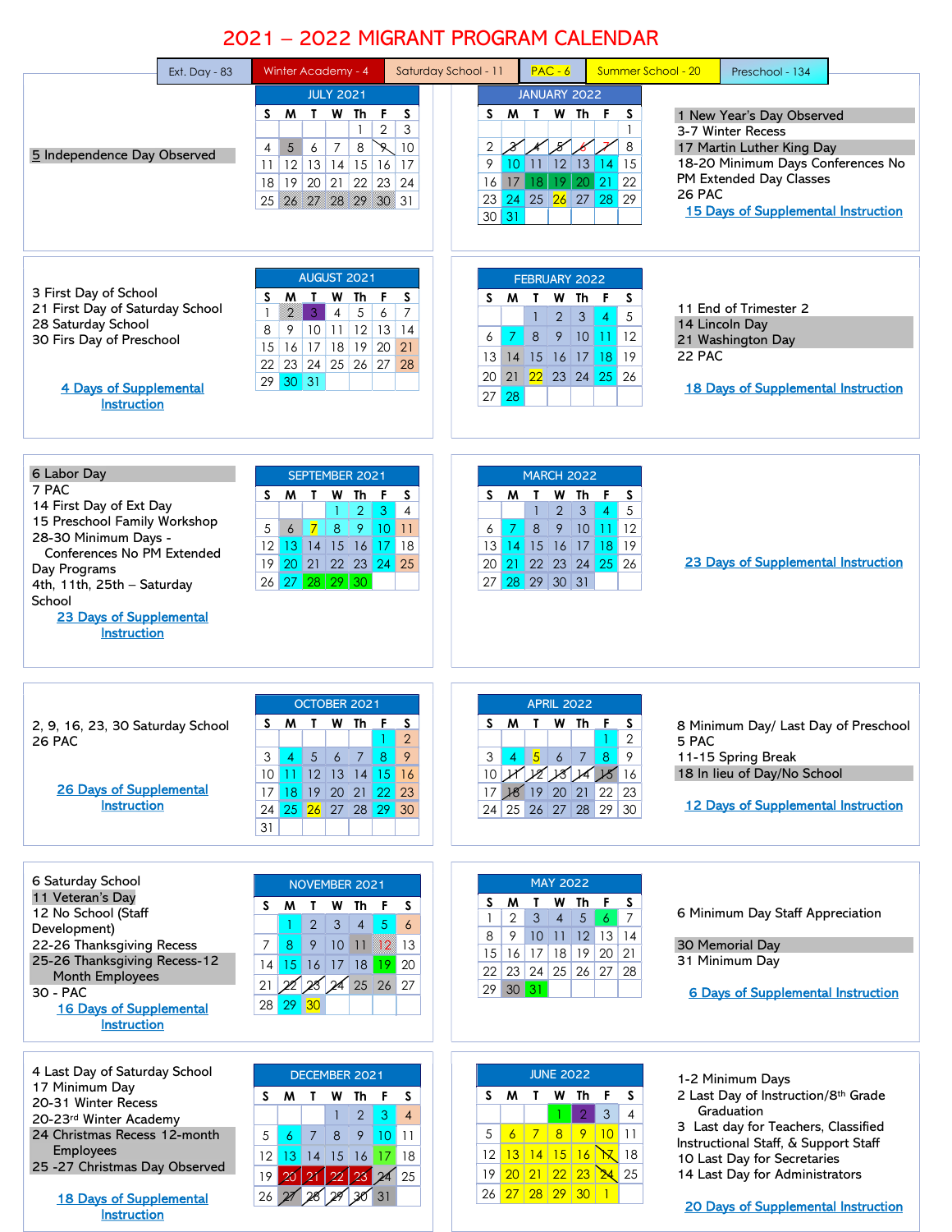# 2021 – 2022 MIGRANT PROGRAM CALENDAR

| Ext. Day - 83 | Winter Academy - 4 | Saturday School - 11 | PAC - 6 | Summer School - 20 | Preschool - 134 |
|---|---|---|---|---|---|

## JULY 2021

5 Independence Day Observed

| S | M | T | W | Th | F | S |
|---|---|---|---|---|---|---|
| | | | | 1 | 2 | 3 |
| 4 | 5 | 6 | 7 | 8 | 9 | 10 |
| 11 | 12 | 13 | 14 | 15 | 16 | 17 |
| 18 | 19 | 20 | 21 | 22 | 23 | 24 |
| 25 | 26 | 27 | 28 | 29 | 30 | 31 |

## AUGUST 2021

3 First Day of School
21 First Day of Saturday School
28 Saturday School
30 Firs Day of Preschool

4 Days of Supplemental Instruction

| S | M | T | W | Th | F | S |
|---|---|---|---|---|---|---|
| 1 | 2 | 3 | 4 | 5 | 6 | 7 |
| 8 | 9 | 10 | 11 | 12 | 13 | 14 |
| 15 | 16 | 17 | 18 | 19 | 20 | 21 |
| 22 | 23 | 24 | 25 | 26 | 27 | 28 |
| 29 | 30 | 31 | | | | |

## SEPTEMBER 2021

6 Labor Day
7 PAC
14 First Day of Ext Day
15 Preschool Family Workshop
28-30 Minimum Days - Conferences No PM Extended Day Programs
4th, 11th, 25th – Saturday School

23 Days of Supplemental Instruction

| S | M | T | W | Th | F | S |
|---|---|---|---|---|---|---|
| | | | 1 | 2 | 3 | 4 |
| 5 | 6 | 7 | 8 | 9 | 10 | 11 |
| 12 | 13 | 14 | 15 | 16 | 17 | 18 |
| 19 | 20 | 21 | 22 | 23 | 24 | 25 |
| 26 | 27 | 28 | 29 | 30 | | |

## OCTOBER 2021

2, 9, 16, 23, 30 Saturday School
26 PAC

26 Days of Supplemental Instruction

| S | M | T | W | Th | F | S |
|---|---|---|---|---|---|---|
| | | | | | 1 | 2 |
| 3 | 4 | 5 | 6 | 7 | 8 | 9 |
| 10 | 11 | 12 | 13 | 14 | 15 | 16 |
| 17 | 18 | 19 | 20 | 21 | 22 | 23 |
| 24 | 25 | 26 | 27 | 28 | 29 | 30 |
| 31 | | | | | | |

## NOVEMBER 2021

6 Saturday School
11 Veteran's Day
12 No School (Staff Development)
22-26 Thanksgiving Recess
25-26 Thanksgiving Recess-12 Month Employees
30 - PAC

16 Days of Supplemental Instruction

| S | M | T | W | Th | F | S |
|---|---|---|---|---|---|---|
| | 1 | 2 | 3 | 4 | 5 | 6 |
| 7 | 8 | 9 | 10 | 11 | 12 | 13 |
| 14 | 15 | 16 | 17 | 18 | 19 | 20 |
| 21 | 22 | 23 | 24 | 25 | 26 | 27 |
| 28 | 29 | 30 | | | | |

## DECEMBER 2021

4 Last Day of Saturday School
17 Minimum Day
20-31 Winter Recess
20-23rd Winter Academy
24 Christmas Recess 12-month Employees
25 -27 Christmas Day Observed

18 Days of Supplemental Instruction

| S | M | T | W | Th | F | S |
|---|---|---|---|---|---|---|
| | | | 1 | 2 | 3 | 4 |
| 5 | 6 | 7 | 8 | 9 | 10 | 11 |
| 12 | 13 | 14 | 15 | 16 | 17 | 18 |
| 19 | 20 | 21 | 22 | 23 | 24 | 25 |
| 26 | 27 | 28 | 29 | 30 | 31 | |

## JANUARY 2022

1 New Year's Day Observed
3-7 Winter Recess
17 Martin Luther King Day
18-20 Minimum Days Conferences No PM Extended Day Classes
26 PAC

15 Days of Supplemental Instruction

| S | M | T | W | Th | F | S |
|---|---|---|---|---|---|---|
| | | | | | | 1 |
| 2 | 3 | 4 | 5 | 6 | 7 | 8 |
| 9 | 10 | 11 | 12 | 13 | 14 | 15 |
| 16 | 17 | 18 | 19 | 20 | 21 | 22 |
| 23 | 24 | 25 | 26 | 27 | 28 | 29 |
| 30 | 31 | | | | | |

## FEBRUARY 2022

11 End of Trimester 2
14 Lincoln Day
21 Washington Day
22 PAC

18 Days of Supplemental Instruction

| S | M | T | W | Th | F | S |
|---|---|---|---|---|---|---|
| | | 1 | 2 | 3 | 4 | 5 |
| 6 | 7 | 8 | 9 | 10 | 11 | 12 |
| 13 | 14 | 15 | 16 | 17 | 18 | 19 |
| 20 | 21 | 22 | 23 | 24 | 25 | 26 |
| 27 | 28 | | | | | |

## MARCH 2022

23 Days of Supplemental Instruction

| S | M | T | W | Th | F | S |
|---|---|---|---|---|---|---|
| | | 1 | 2 | 3 | 4 | 5 |
| 6 | 7 | 8 | 9 | 10 | 11 | 12 |
| 13 | 14 | 15 | 16 | 17 | 18 | 19 |
| 20 | 21 | 22 | 23 | 24 | 25 | 26 |
| 27 | 28 | 29 | 30 | 31 | | |

## APRIL 2022

8 Minimum Day/ Last Day of Preschool
5 PAC
11-15 Spring Break
18 In lieu of Day/No School

12 Days of Supplemental Instruction

| S | M | T | W | Th | F | S |
|---|---|---|---|---|---|---|
| | | | | | 1 | 2 |
| 3 | 4 | 5 | 6 | 7 | 8 | 9 |
| 10 | 11 | 12 | 13 | 14 | 15 | 16 |
| 17 | 18 | 19 | 20 | 21 | 22 | 23 |
| 24 | 25 | 26 | 27 | 28 | 29 | 30 |

## MAY 2022

6 Minimum Day Staff Appreciation
30 Memorial Day
31 Minimum Day

6 Days of Supplemental Instruction

| S | M | T | W | Th | F | S |
|---|---|---|---|---|---|---|
| 1 | 2 | 3 | 4 | 5 | 6 | 7 |
| 8 | 9 | 10 | 11 | 12 | 13 | 14 |
| 15 | 16 | 17 | 18 | 19 | 20 | 21 |
| 22 | 23 | 24 | 25 | 26 | 27 | 28 |
| 29 | 30 | 31 | | | | |

## JUNE 2022

1-2 Minimum Days
2 Last Day of Instruction/8th Grade Graduation
3 Last day for Teachers, Classified Instructional Staff, & Support Staff
10 Last Day for Secretaries
14 Last Day for Administrators

20 Days of Supplemental Instruction

| S | M | T | W | Th | F | S |
|---|---|---|---|---|---|---|
| | | | 1 | 2 | 3 | 4 |
| 5 | 6 | 7 | 8 | 9 | 10 | 11 |
| 12 | 13 | 14 | 15 | 16 | 17 | 18 |
| 19 | 20 | 21 | 22 | 23 | 24 | 25 |
| 26 | 27 | 28 | 29 | 30 | 1 | |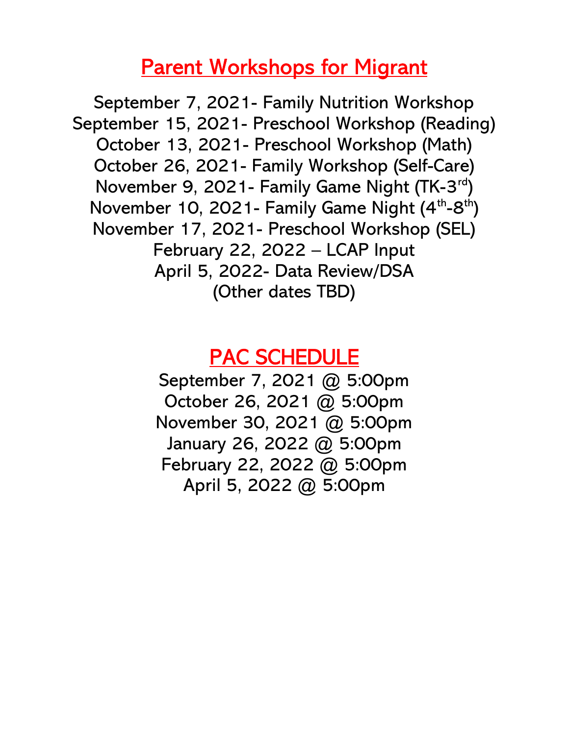## Parent Workshops for Migrant

September 7, 2021- Family Nutrition Workshop
September 15, 2021- Preschool Workshop (Reading)
October 13, 2021- Preschool Workshop (Math)
October 26, 2021- Family Workshop (Self-Care)
November 9, 2021- Family Game Night (TK-3rd)
November 10, 2021- Family Game Night (4th-8th)
November 17, 2021- Preschool Workshop (SEL)
February 22, 2022 – LCAP Input
April 5, 2022- Data Review/DSA
(Other dates TBD)

## PAC SCHEDULE

September 7, 2021 @ 5:00pm
October 26, 2021 @ 5:00pm
November 30, 2021 @ 5:00pm
January 26, 2022 @ 5:00pm
February 22, 2022 @ 5:00pm
April 5, 2022 @ 5:00pm